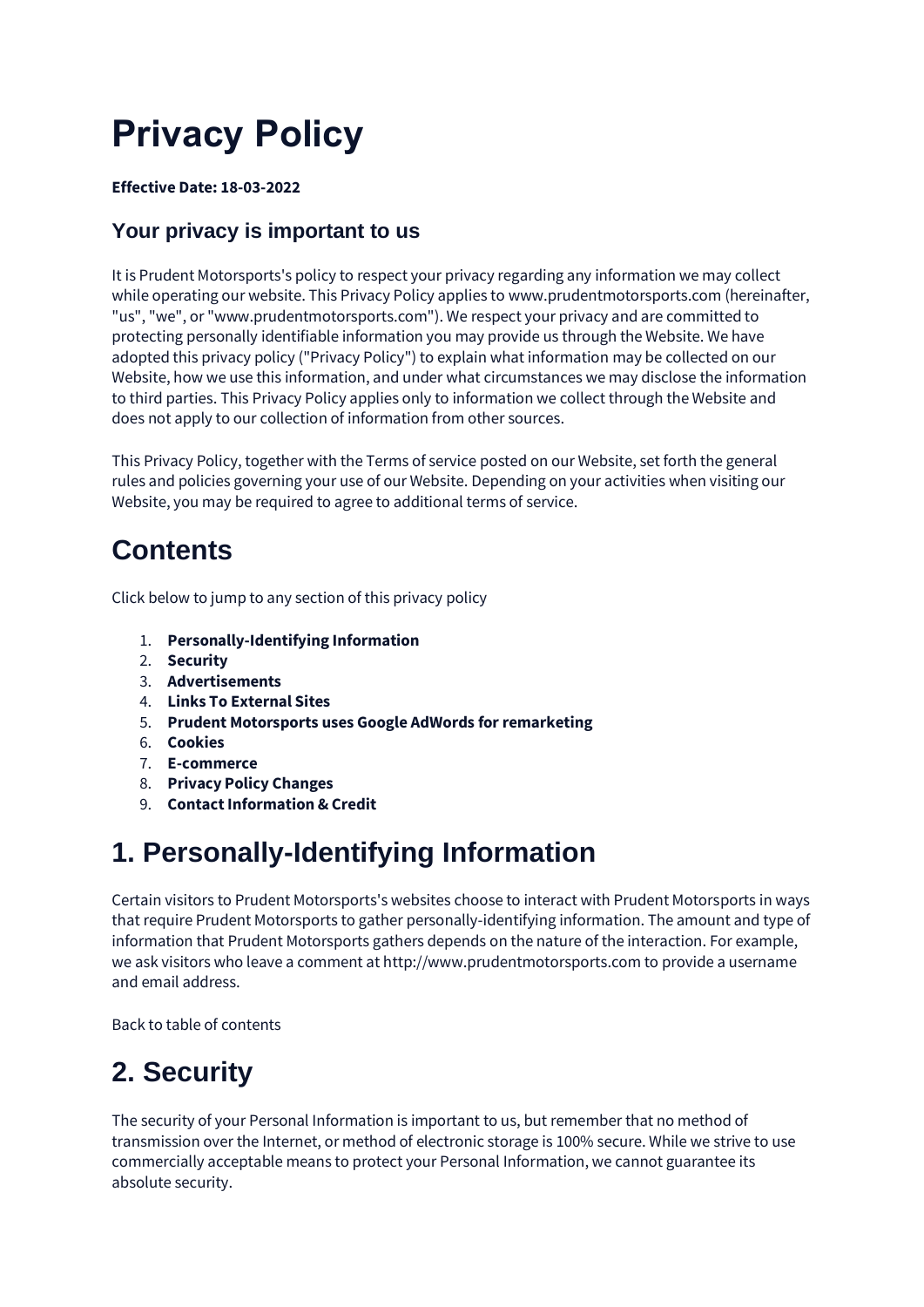# Privacy Policy

**Effective Date: 18-03-2022**

## Your privacy is important to us

It is Prudent Motorsports's policy to respect your privacy regarding any information we may collect while operating our website. This Privacy Policy applies to www.prudentmotorsports.com (hereinafter, "us", "we", or "www.prudentmotorsports.com"). We respect your privacy and are committed to protecting personally identifiable information you may provide us through the Website. We have adopted this privacy policy ("Privacy Policy") to explain what information may be collected on our Website, how we use this information, and under what circumstances we may disclose the information to third parties. This Privacy Policy applies only to information we collect through the Website and does not apply to our collection of information from other sources.

This Privacy Policy, together with the Terms of service posted on our Website, set forth the general rules and policies governing your use of our Website. Depending on your activities when visiting our Website, you may be required to agree to additional terms of service.

# Contents

Click below to jump to any section of this privacy policy

1. **Personally-Identifying Information**
2. **Security**
3. **Advertisements**
4. **Links To External Sites**
5. **Prudent Motorsports uses Google AdWords for remarketing**
6. **Cookies**
7. **E-commerce**
8. **Privacy Policy Changes**
9. **Contact Information & Credit**

# 1. Personally-Identifying Information

Certain visitors to Prudent Motorsports's websites choose to interact with Prudent Motorsports in ways that require Prudent Motorsports to gather personally-identifying information. The amount and type of information that Prudent Motorsports gathers depends on the nature of the interaction. For example, we ask visitors who leave a comment at http://www.prudentmotorsports.com to provide a username and email address.

Back to table of contents

# 2. Security

The security of your Personal Information is important to us, but remember that no method of transmission over the Internet, or method of electronic storage is 100% secure. While we strive to use commercially acceptable means to protect your Personal Information, we cannot guarantee its absolute security.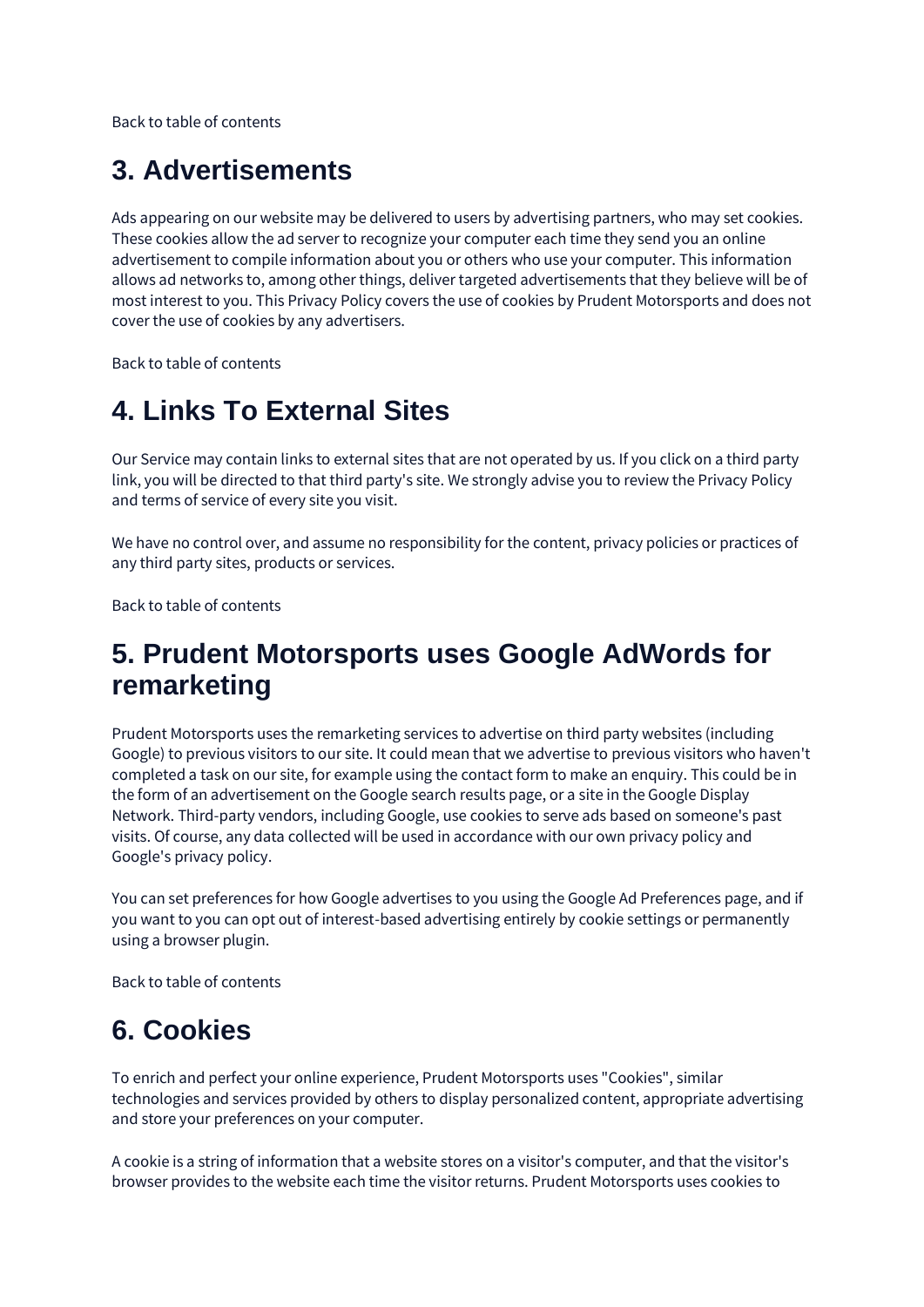Back to table of contents

## 3. Advertisements

Ads appearing on our website may be delivered to users by advertising partners, who may set cookies. These cookies allow the ad server to recognize your computer each time they send you an online advertisement to compile information about you or others who use your computer. This information allows ad networks to, among other things, deliver targeted advertisements that they believe will be of most interest to you. This Privacy Policy covers the use of cookies by Prudent Motorsports and does not cover the use of cookies by any advertisers.

Back to table of contents

## 4. Links To External Sites

Our Service may contain links to external sites that are not operated by us. If you click on a third party link, you will be directed to that third party's site. We strongly advise you to review the Privacy Policy and terms of service of every site you visit.

We have no control over, and assume no responsibility for the content, privacy policies or practices of any third party sites, products or services.

Back to table of contents

## 5. Prudent Motorsports uses Google AdWords for remarketing

Prudent Motorsports uses the remarketing services to advertise on third party websites (including Google) to previous visitors to our site. It could mean that we advertise to previous visitors who haven't completed a task on our site, for example using the contact form to make an enquiry. This could be in the form of an advertisement on the Google search results page, or a site in the Google Display Network. Third-party vendors, including Google, use cookies to serve ads based on someone's past visits. Of course, any data collected will be used in accordance with our own privacy policy and Google's privacy policy.

You can set preferences for how Google advertises to you using the Google Ad Preferences page, and if you want to you can opt out of interest-based advertising entirely by cookie settings or permanently using a browser plugin.

Back to table of contents

## 6. Cookies

To enrich and perfect your online experience, Prudent Motorsports uses "Cookies", similar technologies and services provided by others to display personalized content, appropriate advertising and store your preferences on your computer.

A cookie is a string of information that a website stores on a visitor's computer, and that the visitor's browser provides to the website each time the visitor returns. Prudent Motorsports uses cookies to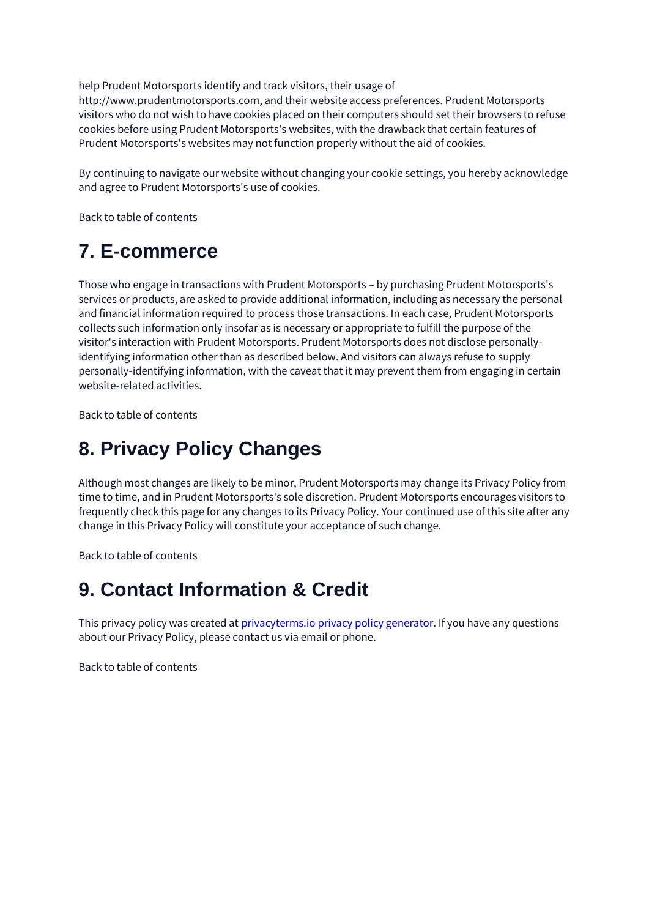help Prudent Motorsports identify and track visitors, their usage of http://www.prudentmotorsports.com, and their website access preferences. Prudent Motorsports visitors who do not wish to have cookies placed on their computers should set their browsers to refuse cookies before using Prudent Motorsports's websites, with the drawback that certain features of Prudent Motorsports's websites may not function properly without the aid of cookies.

By continuing to navigate our website without changing your cookie settings, you hereby acknowledge and agree to Prudent Motorsports's use of cookies.

Back to table of contents

## 7. E-commerce

Those who engage in transactions with Prudent Motorsports – by purchasing Prudent Motorsports's services or products, are asked to provide additional information, including as necessary the personal and financial information required to process those transactions. In each case, Prudent Motorsports collects such information only insofar as is necessary or appropriate to fulfill the purpose of the visitor's interaction with Prudent Motorsports. Prudent Motorsports does not disclose personally-identifying information other than as described below. And visitors can always refuse to supply personally-identifying information, with the caveat that it may prevent them from engaging in certain website-related activities.

Back to table of contents

## 8. Privacy Policy Changes

Although most changes are likely to be minor, Prudent Motorsports may change its Privacy Policy from time to time, and in Prudent Motorsports's sole discretion. Prudent Motorsports encourages visitors to frequently check this page for any changes to its Privacy Policy. Your continued use of this site after any change in this Privacy Policy will constitute your acceptance of such change.

Back to table of contents

## 9. Contact Information & Credit

This privacy policy was created at privacyterms.io privacy policy generator. If you have any questions about our Privacy Policy, please contact us via email or phone.

Back to table of contents